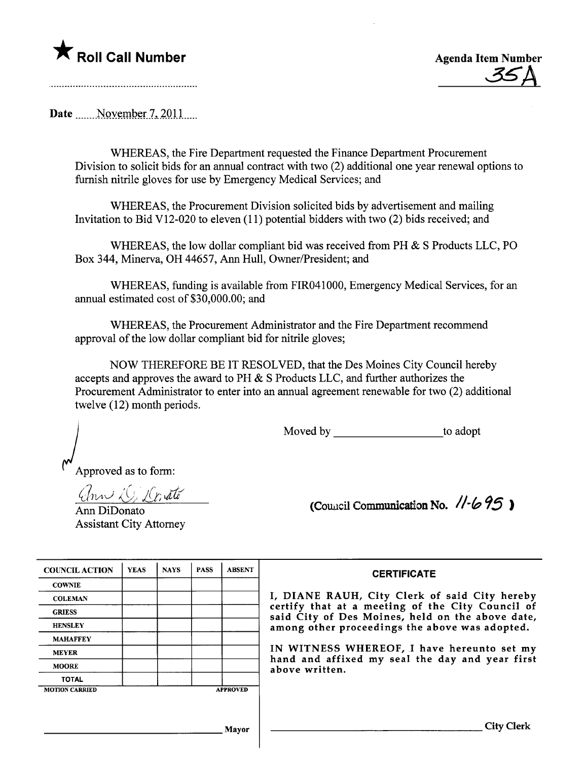★ **Roll Call Number**

**Agenda Item Number**
35A

Date November 7, 2011

WHEREAS, the Fire Department requested the Finance Department Procurement Division to solicit bids for an annual contract with two (2) additional one year renewal options to furnish nitrile gloves for use by Emergency Medical Services; and

WHEREAS, the Procurement Division solicited bids by advertisement and mailing Invitation to Bid V12-020 to eleven (11) potential bidders with two (2) bids received; and

WHEREAS, the low dollar compliant bid was received from PH & S Products LLC, PO Box 344, Minerva, OH 44657, Ann Hull, Owner/President; and

WHEREAS, funding is available from FIR041000, Emergency Medical Services, for an annual estimated cost of $30,000.00; and

WHEREAS, the Procurement Administrator and the Fire Department recommend approval of the low dollar compliant bid for nitrile gloves;

NOW THEREFORE BE IT RESOLVED, that the Des Moines City Council hereby accepts and approves the award to PH & S Products LLC, and further authorizes the Procurement Administrator to enter into an annual agreement renewable for two (2) additional twelve (12) month periods.

Moved by ____________________ to adopt

Approved as to form:

Ann DiDonato
Assistant City Attorney

(Council Communication No. 11-695)

| COUNCIL ACTION | YEAS | NAYS | PASS | ABSENT |
|---|---|---|---|---|
| COWNIE | | | | |
| COLEMAN | | | | |
| GRIESS | | | | |
| HENSLEY | | | | |
| MAHAFFEY | | | | |
| MEYER | | | | |
| MOORE | | | | |
| TOTAL | | | | |
| MOTION CARRIED | | | | APPROVED |

______________________________ Mayor

**CERTIFICATE**

I, DIANE RAUH, City Clerk of said City hereby certify that at a meeting of the City Council of said City of Des Moines, held on the above date, among other proceedings the above was adopted.

IN WITNESS WHEREOF, I have hereunto set my hand and affixed my seal the day and year first above written.

______________________________ City Clerk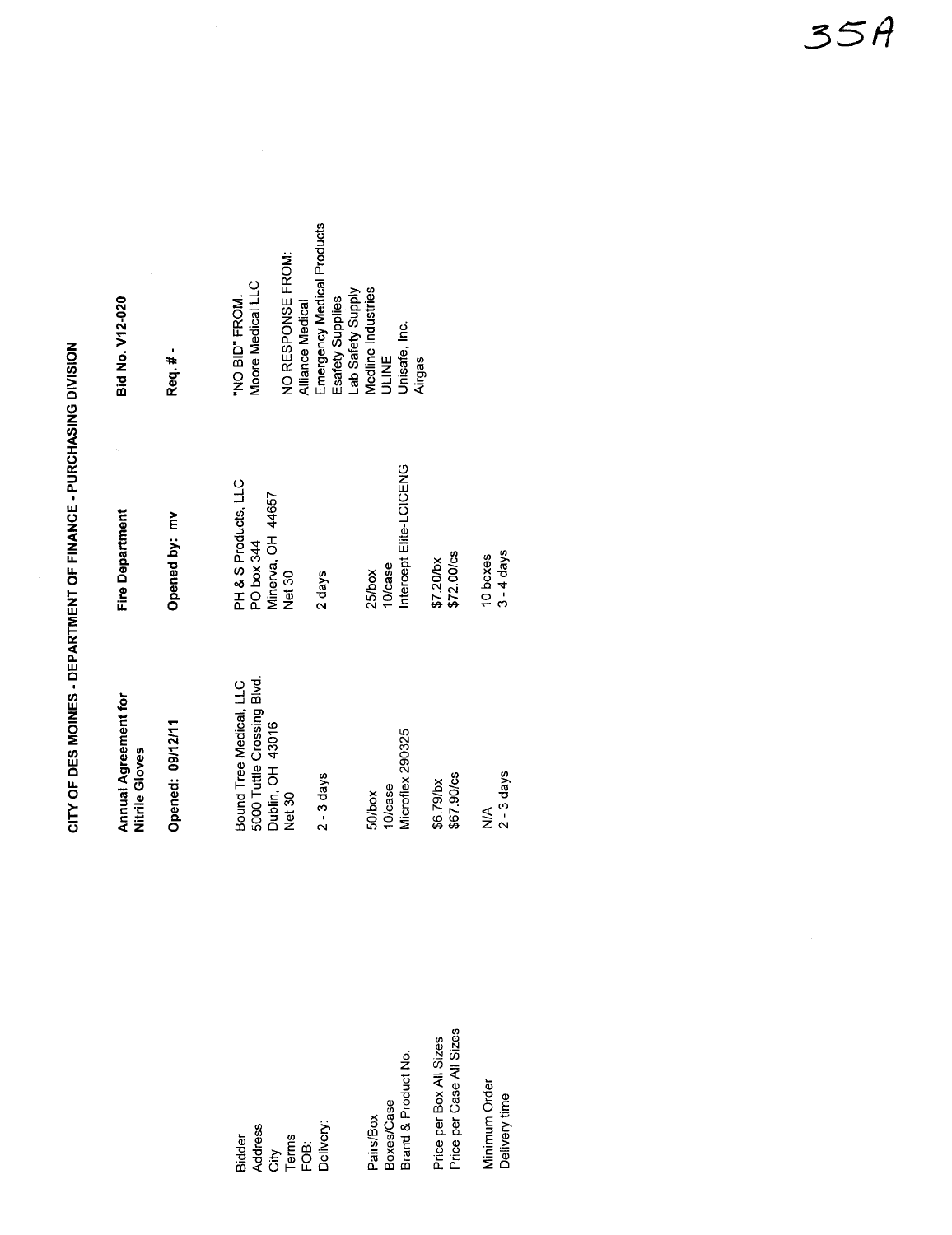35A

# CITY OF DES MOINES - DEPARTMENT OF FINANCE - PURCHASING DIVISION

| | | | |
|---|---|---|---|
| | **Annual Agreement for Nitrile Gloves** | **Fire Department** | **Bid No. V12-020** |
| | **Opened: 09/12/11** | **Opened by: mv** | **Req. # -** |
| Bidder | Bound Tree Medical, LLC | PH & S Products, LLC | "NO BID" FROM: |
| Address | 5000 Tuttle Crossing Blvd. | PO box 344 | Moore Medical LLC |
| City | Dublin, OH 43016 | Minerva, OH 44657 | |
| Terms | Net 30 | Net 30 | NO RESPONSE FROM: |
| FOB: | | | Alliance Medical |
| Delivery: | 2 - 3 days | 2 days | Emergency Medical Products |
| | | | Esafety Supplies |
| Pairs/Box | 50/box | 25/box | Lab Safety Supply |
| Boxes/Case | 10/case | 10/case | Medline Industries |
| Brand & Product No. | Microflex 290325 | Intercept Elite-LCICENG | ULINE |
| | | | Unisafe, Inc. |
| Price per Box All Sizes | $6.79/bx | $7.20/bx | Airgas |
| Price per Case All Sizes | $67.90/cs | $72.00/cs | |
| Minimum Order | N/A | 10 boxes | |
| Delivery time | 2 - 3 days | 3 - 4 days | |